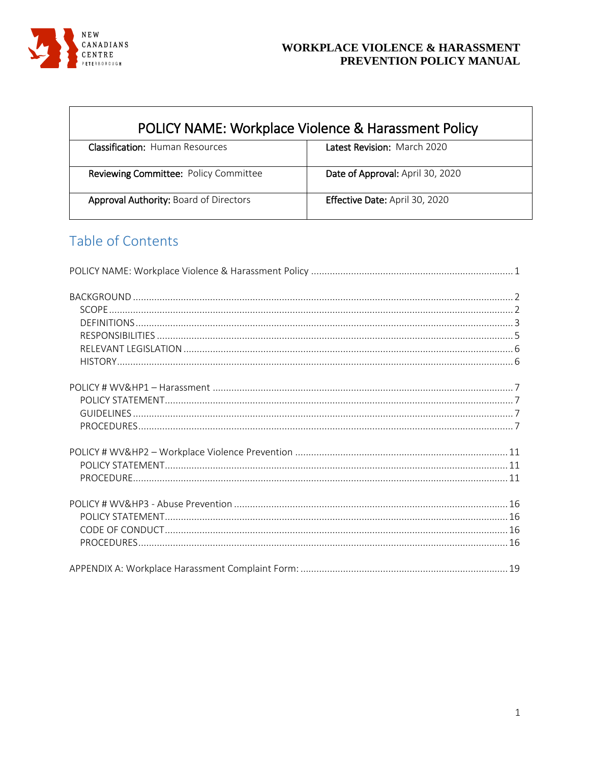# WORKPLACE VIOLENCE & HARASSMENT PREVENTION POLICY MANUAL

| POLICY NAME: Workplace Violence & Harassment Policy | |
|---|---|
| **Classification:** Human Resources | **Latest Revision:** March 2020 |
| **Reviewing Committee:** Policy Committee | **Date of Approval:** April 30, 2020 |
| **Approval Authority:** Board of Directors | **Effective Date:** April 30, 2020 |

## Table of Contents

POLICY NAME: Workplace Violence & Harassment Policy ........ 1

BACKGROUND ........ 2
- SCOPE ........ 2
- DEFINITIONS ........ 3
- RESPONSIBILITIES ........ 5
- RELEVANT LEGISLATION ........ 6
- HISTORY ........ 6

POLICY # WV&HP1 – Harassment ........ 7
- POLICY STATEMENT ........ 7
- GUIDELINES ........ 7
- PROCEDURES ........ 7

POLICY # WV&HP2 – Workplace Violence Prevention ........ 11
- POLICY STATEMENT ........ 11
- PROCEDURE ........ 11

POLICY # WV&HP3 - Abuse Prevention ........ 16
- POLICY STATEMENT ........ 16
- CODE OF CONDUCT ........ 16
- PROCEDURES ........ 16

APPENDIX A: Workplace Harassment Complaint Form: ........ 19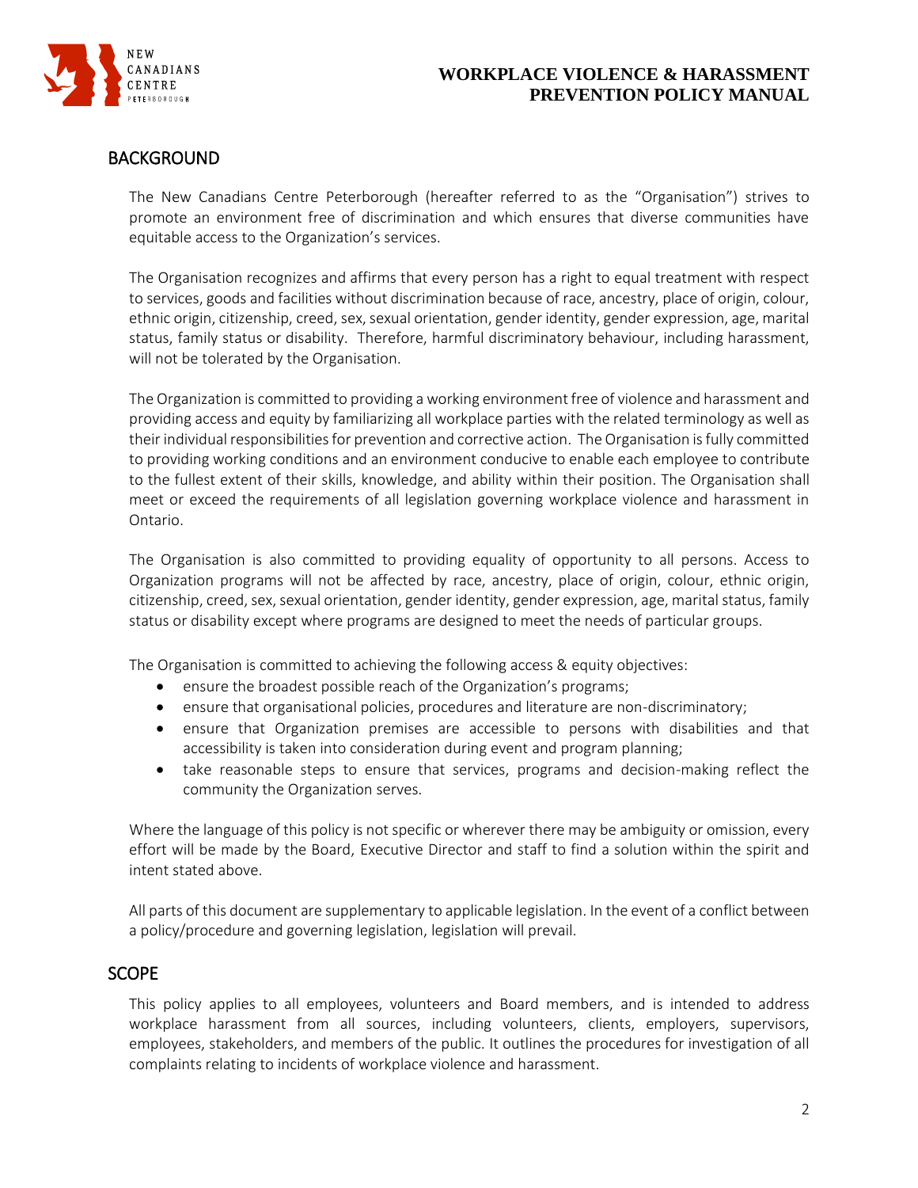## BACKGROUND

The New Canadians Centre Peterborough (hereafter referred to as the "Organisation") strives to promote an environment free of discrimination and which ensures that diverse communities have equitable access to the Organization's services.

The Organisation recognizes and affirms that every person has a right to equal treatment with respect to services, goods and facilities without discrimination because of race, ancestry, place of origin, colour, ethnic origin, citizenship, creed, sex, sexual orientation, gender identity, gender expression, age, marital status, family status or disability. Therefore, harmful discriminatory behaviour, including harassment, will not be tolerated by the Organisation.

The Organization is committed to providing a working environment free of violence and harassment and providing access and equity by familiarizing all workplace parties with the related terminology as well as their individual responsibilities for prevention and corrective action. The Organisation is fully committed to providing working conditions and an environment conducive to enable each employee to contribute to the fullest extent of their skills, knowledge, and ability within their position. The Organisation shall meet or exceed the requirements of all legislation governing workplace violence and harassment in Ontario.

The Organisation is also committed to providing equality of opportunity to all persons. Access to Organization programs will not be affected by race, ancestry, place of origin, colour, ethnic origin, citizenship, creed, sex, sexual orientation, gender identity, gender expression, age, marital status, family status or disability except where programs are designed to meet the needs of particular groups.

The Organisation is committed to achieving the following access & equity objectives:

- ensure the broadest possible reach of the Organization's programs;
- ensure that organisational policies, procedures and literature are non-discriminatory;
- ensure that Organization premises are accessible to persons with disabilities and that accessibility is taken into consideration during event and program planning;
- take reasonable steps to ensure that services, programs and decision-making reflect the community the Organization serves.

Where the language of this policy is not specific or wherever there may be ambiguity or omission, every effort will be made by the Board, Executive Director and staff to find a solution within the spirit and intent stated above.

All parts of this document are supplementary to applicable legislation. In the event of a conflict between a policy/procedure and governing legislation, legislation will prevail.

## SCOPE

This policy applies to all employees, volunteers and Board members, and is intended to address workplace harassment from all sources, including volunteers, clients, employers, supervisors, employees, stakeholders, and members of the public. It outlines the procedures for investigation of all complaints relating to incidents of workplace violence and harassment.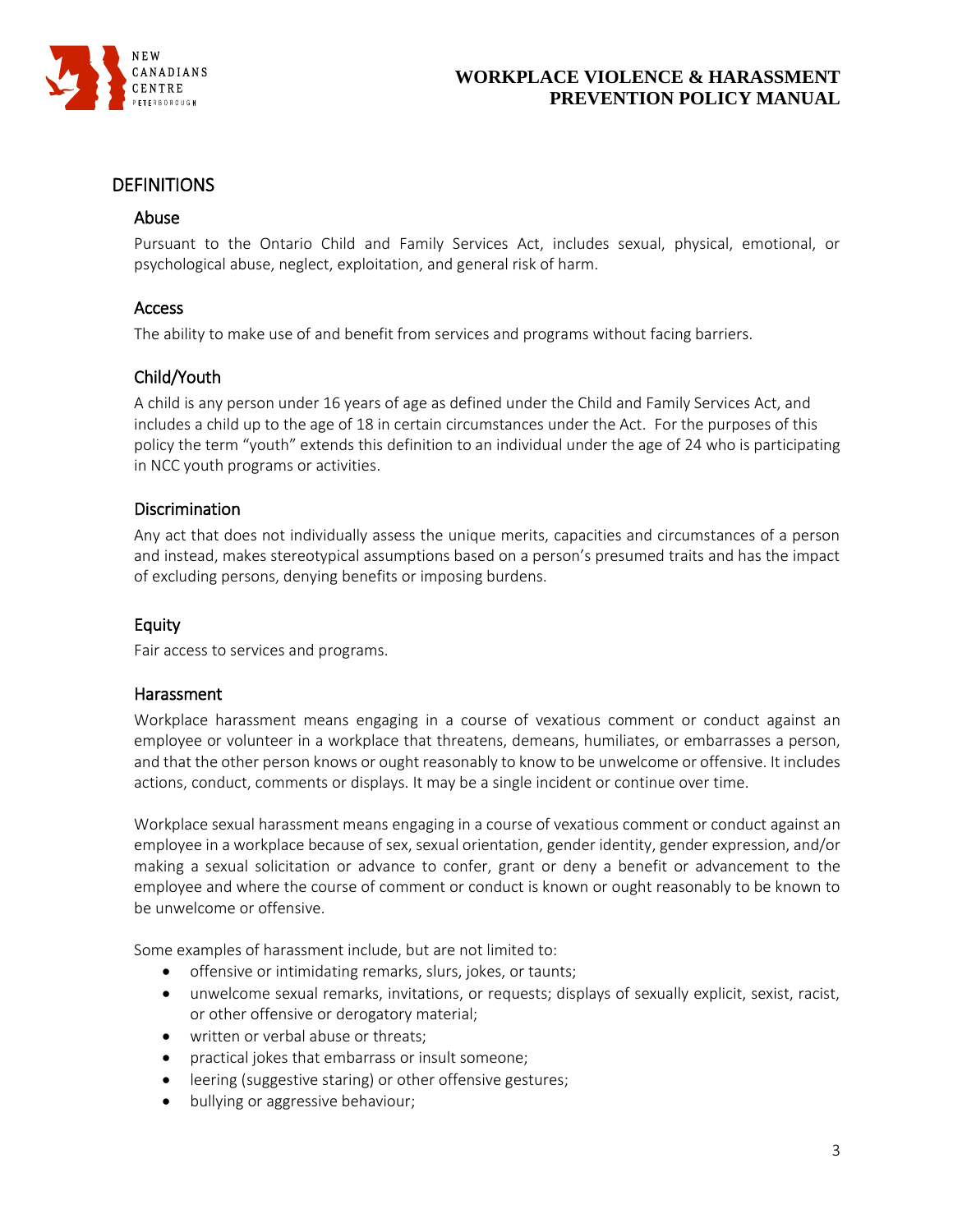## DEFINITIONS

### Abuse

Pursuant to the Ontario Child and Family Services Act, includes sexual, physical, emotional, or psychological abuse, neglect, exploitation, and general risk of harm.

### Access

The ability to make use of and benefit from services and programs without facing barriers.

### Child/Youth

A child is any person under 16 years of age as defined under the Child and Family Services Act, and includes a child up to the age of 18 in certain circumstances under the Act. For the purposes of this policy the term "youth" extends this definition to an individual under the age of 24 who is participating in NCC youth programs or activities.

### Discrimination

Any act that does not individually assess the unique merits, capacities and circumstances of a person and instead, makes stereotypical assumptions based on a person's presumed traits and has the impact of excluding persons, denying benefits or imposing burdens.

### Equity

Fair access to services and programs.

### Harassment

Workplace harassment means engaging in a course of vexatious comment or conduct against an employee or volunteer in a workplace that threatens, demeans, humiliates, or embarrasses a person, and that the other person knows or ought reasonably to know to be unwelcome or offensive. It includes actions, conduct, comments or displays. It may be a single incident or continue over time.

Workplace sexual harassment means engaging in a course of vexatious comment or conduct against an employee in a workplace because of sex, sexual orientation, gender identity, gender expression, and/or making a sexual solicitation or advance to confer, grant or deny a benefit or advancement to the employee and where the course of comment or conduct is known or ought reasonably to be known to be unwelcome or offensive.

Some examples of harassment include, but are not limited to:

- offensive or intimidating remarks, slurs, jokes, or taunts;
- unwelcome sexual remarks, invitations, or requests; displays of sexually explicit, sexist, racist, or other offensive or derogatory material;
- written or verbal abuse or threats;
- practical jokes that embarrass or insult someone;
- leering (suggestive staring) or other offensive gestures;
- bullying or aggressive behaviour;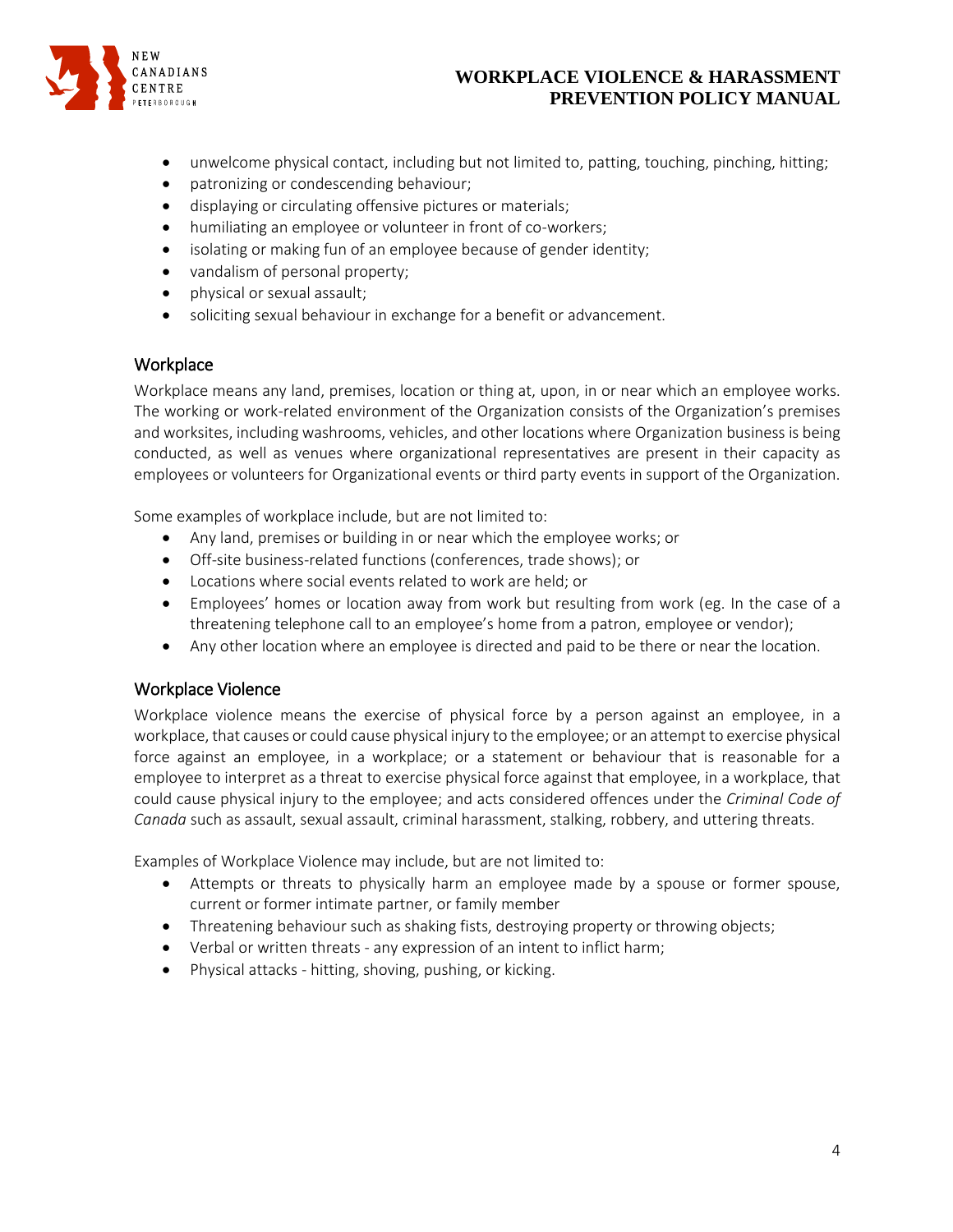- unwelcome physical contact, including but not limited to, patting, touching, pinching, hitting;
- patronizing or condescending behaviour;
- displaying or circulating offensive pictures or materials;
- humiliating an employee or volunteer in front of co-workers;
- isolating or making fun of an employee because of gender identity;
- vandalism of personal property;
- physical or sexual assault;
- soliciting sexual behaviour in exchange for a benefit or advancement.

## Workplace

Workplace means any land, premises, location or thing at, upon, in or near which an employee works. The working or work-related environment of the Organization consists of the Organization's premises and worksites, including washrooms, vehicles, and other locations where Organization business is being conducted, as well as venues where organizational representatives are present in their capacity as employees or volunteers for Organizational events or third party events in support of the Organization.

Some examples of workplace include, but are not limited to:

- Any land, premises or building in or near which the employee works; or
- Off-site business-related functions (conferences, trade shows); or
- Locations where social events related to work are held; or
- Employees' homes or location away from work but resulting from work (eg. In the case of a threatening telephone call to an employee's home from a patron, employee or vendor);
- Any other location where an employee is directed and paid to be there or near the location.

## Workplace Violence

Workplace violence means the exercise of physical force by a person against an employee, in a workplace, that causes or could cause physical injury to the employee; or an attempt to exercise physical force against an employee, in a workplace; or a statement or behaviour that is reasonable for a employee to interpret as a threat to exercise physical force against that employee, in a workplace, that could cause physical injury to the employee; and acts considered offences under the *Criminal Code of Canada* such as assault, sexual assault, criminal harassment, stalking, robbery, and uttering threats.

Examples of Workplace Violence may include, but are not limited to:

- Attempts or threats to physically harm an employee made by a spouse or former spouse, current or former intimate partner, or family member
- Threatening behaviour such as shaking fists, destroying property or throwing objects;
- Verbal or written threats - any expression of an intent to inflict harm;
- Physical attacks - hitting, shoving, pushing, or kicking.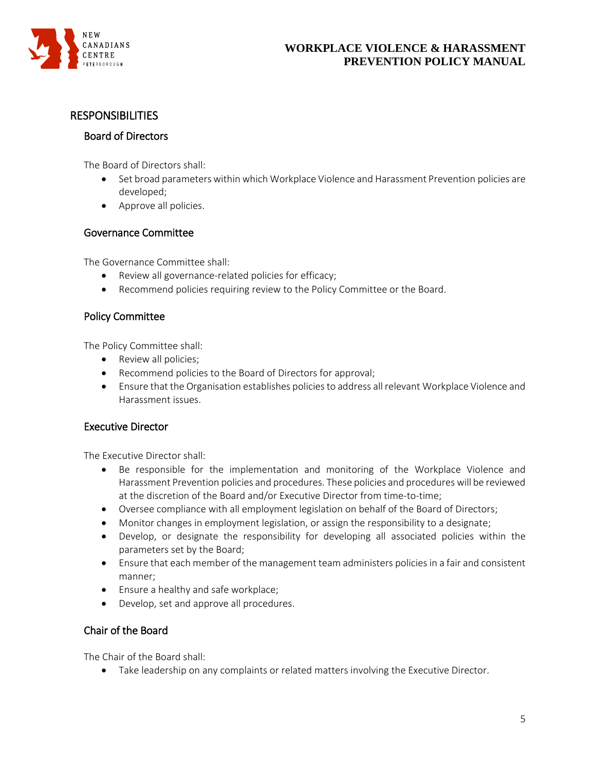## RESPONSIBILITIES

### Board of Directors

The Board of Directors shall:

- Set broad parameters within which Workplace Violence and Harassment Prevention policies are developed;
- Approve all policies.

### Governance Committee

The Governance Committee shall:

- Review all governance-related policies for efficacy;
- Recommend policies requiring review to the Policy Committee or the Board.

### Policy Committee

The Policy Committee shall:

- Review all policies;
- Recommend policies to the Board of Directors for approval;
- Ensure that the Organisation establishes policies to address all relevant Workplace Violence and Harassment issues.

### Executive Director

The Executive Director shall:

- Be responsible for the implementation and monitoring of the Workplace Violence and Harassment Prevention policies and procedures. These policies and procedures will be reviewed at the discretion of the Board and/or Executive Director from time-to-time;
- Oversee compliance with all employment legislation on behalf of the Board of Directors;
- Monitor changes in employment legislation, or assign the responsibility to a designate;
- Develop, or designate the responsibility for developing all associated policies within the parameters set by the Board;
- Ensure that each member of the management team administers policies in a fair and consistent manner;
- Ensure a healthy and safe workplace;
- Develop, set and approve all procedures.

### Chair of the Board

The Chair of the Board shall:

- Take leadership on any complaints or related matters involving the Executive Director.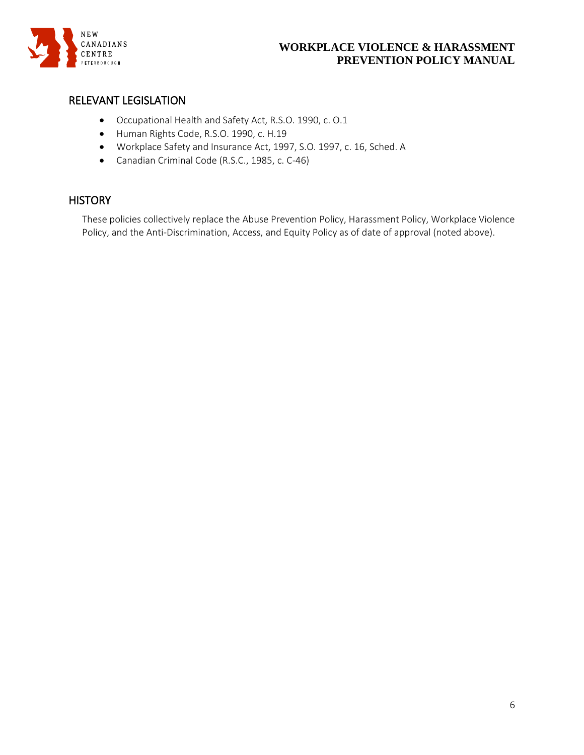## RELEVANT LEGISLATION

- Occupational Health and Safety Act, R.S.O. 1990, c. O.1
- Human Rights Code, R.S.O. 1990, c. H.19
- Workplace Safety and Insurance Act, 1997, S.O. 1997, c. 16, Sched. A
- Canadian Criminal Code (R.S.C., 1985, c. C-46)

## HISTORY

These policies collectively replace the Abuse Prevention Policy, Harassment Policy, Workplace Violence Policy, and the Anti-Discrimination, Access, and Equity Policy as of date of approval (noted above).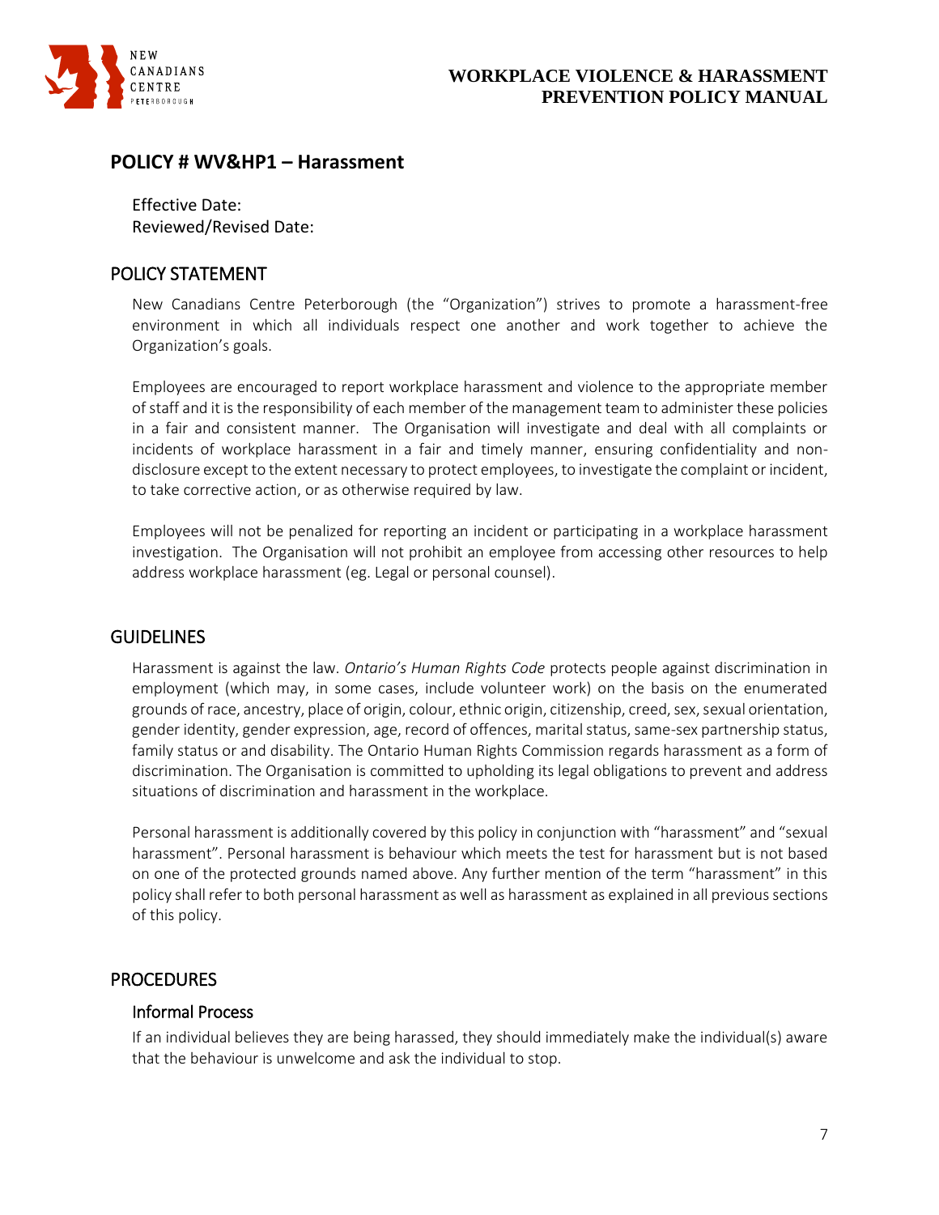## POLICY # WV&HP1 – Harassment

Effective Date:
Reviewed/Revised Date:

### POLICY STATEMENT

New Canadians Centre Peterborough (the "Organization") strives to promote a harassment-free environment in which all individuals respect one another and work together to achieve the Organization's goals.

Employees are encouraged to report workplace harassment and violence to the appropriate member of staff and it is the responsibility of each member of the management team to administer these policies in a fair and consistent manner. The Organisation will investigate and deal with all complaints or incidents of workplace harassment in a fair and timely manner, ensuring confidentiality and non-disclosure except to the extent necessary to protect employees, to investigate the complaint or incident, to take corrective action, or as otherwise required by law.

Employees will not be penalized for reporting an incident or participating in a workplace harassment investigation. The Organisation will not prohibit an employee from accessing other resources to help address workplace harassment (eg. Legal or personal counsel).

### GUIDELINES

Harassment is against the law. *Ontario's Human Rights Code* protects people against discrimination in employment (which may, in some cases, include volunteer work) on the basis on the enumerated grounds of race, ancestry, place of origin, colour, ethnic origin, citizenship, creed, sex, sexual orientation, gender identity, gender expression, age, record of offences, marital status, same-sex partnership status, family status or and disability. The Ontario Human Rights Commission regards harassment as a form of discrimination. The Organisation is committed to upholding its legal obligations to prevent and address situations of discrimination and harassment in the workplace.

Personal harassment is additionally covered by this policy in conjunction with "harassment" and "sexual harassment". Personal harassment is behaviour which meets the test for harassment but is not based on one of the protected grounds named above. Any further mention of the term "harassment" in this policy shall refer to both personal harassment as well as harassment as explained in all previous sections of this policy.

### PROCEDURES

#### Informal Process

If an individual believes they are being harassed, they should immediately make the individual(s) aware that the behaviour is unwelcome and ask the individual to stop.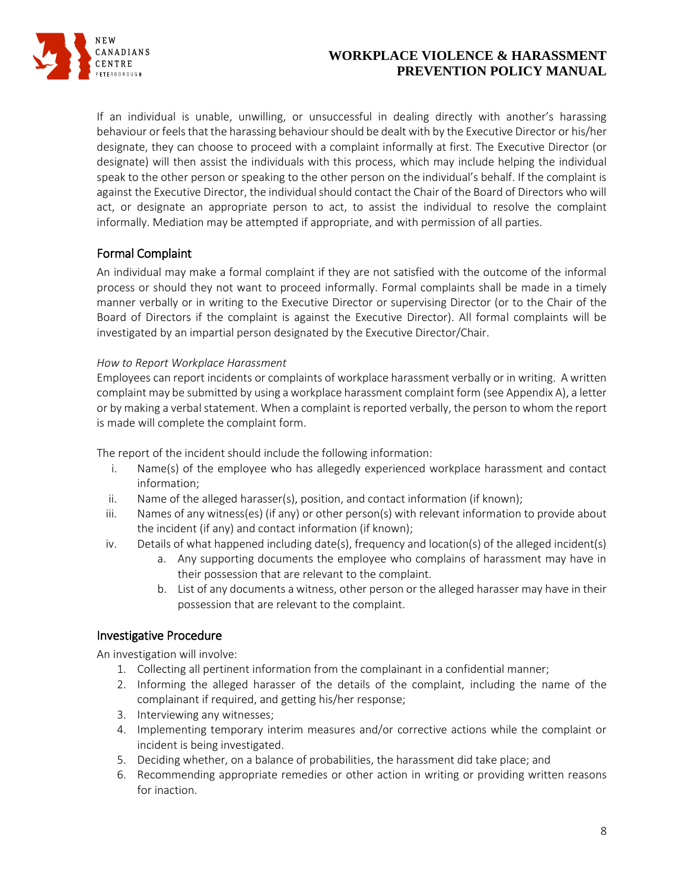If an individual is unable, unwilling, or unsuccessful in dealing directly with another's harassing behaviour or feels that the harassing behaviour should be dealt with by the Executive Director or his/her designate, they can choose to proceed with a complaint informally at first. The Executive Director (or designate) will then assist the individuals with this process, which may include helping the individual speak to the other person or speaking to the other person on the individual's behalf. If the complaint is against the Executive Director, the individual should contact the Chair of the Board of Directors who will act, or designate an appropriate person to act, to assist the individual to resolve the complaint informally. Mediation may be attempted if appropriate, and with permission of all parties.

## Formal Complaint

An individual may make a formal complaint if they are not satisfied with the outcome of the informal process or should they not want to proceed informally. Formal complaints shall be made in a timely manner verbally or in writing to the Executive Director or supervising Director (or to the Chair of the Board of Directors if the complaint is against the Executive Director). All formal complaints will be investigated by an impartial person designated by the Executive Director/Chair.

*How to Report Workplace Harassment*

Employees can report incidents or complaints of workplace harassment verbally or in writing. A written complaint may be submitted by using a workplace harassment complaint form (see Appendix A), a letter or by making a verbal statement. When a complaint is reported verbally, the person to whom the report is made will complete the complaint form.

The report of the incident should include the following information:

i. Name(s) of the employee who has allegedly experienced workplace harassment and contact information;
ii. Name of the alleged harasser(s), position, and contact information (if known);
iii. Names of any witness(es) (if any) or other person(s) with relevant information to provide about the incident (if any) and contact information (if known);
iv. Details of what happened including date(s), frequency and location(s) of the alleged incident(s)
   a. Any supporting documents the employee who complains of harassment may have in their possession that are relevant to the complaint.
   b. List of any documents a witness, other person or the alleged harasser may have in their possession that are relevant to the complaint.

## Investigative Procedure

An investigation will involve:

1. Collecting all pertinent information from the complainant in a confidential manner;
2. Informing the alleged harasser of the details of the complaint, including the name of the complainant if required, and getting his/her response;
3. Interviewing any witnesses;
4. Implementing temporary interim measures and/or corrective actions while the complaint or incident is being investigated.
5. Deciding whether, on a balance of probabilities, the harassment did take place; and
6. Recommending appropriate remedies or other action in writing or providing written reasons for inaction.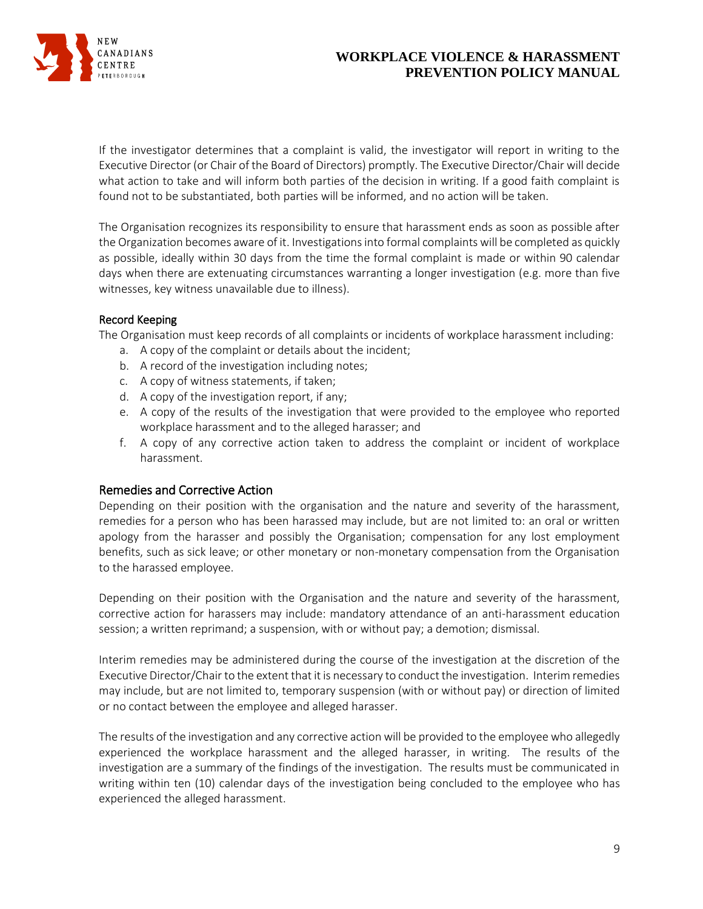If the investigator determines that a complaint is valid, the investigator will report in writing to the Executive Director (or Chair of the Board of Directors) promptly. The Executive Director/Chair will decide what action to take and will inform both parties of the decision in writing. If a good faith complaint is found not to be substantiated, both parties will be informed, and no action will be taken.

The Organisation recognizes its responsibility to ensure that harassment ends as soon as possible after the Organization becomes aware of it. Investigations into formal complaints will be completed as quickly as possible, ideally within 30 days from the time the formal complaint is made or within 90 calendar days when there are extenuating circumstances warranting a longer investigation (e.g. more than five witnesses, key witness unavailable due to illness).

### Record Keeping

The Organisation must keep records of all complaints or incidents of workplace harassment including:

a. A copy of the complaint or details about the incident;
b. A record of the investigation including notes;
c. A copy of witness statements, if taken;
d. A copy of the investigation report, if any;
e. A copy of the results of the investigation that were provided to the employee who reported workplace harassment and to the alleged harasser; and
f. A copy of any corrective action taken to address the complaint or incident of workplace harassment.

## Remedies and Corrective Action

Depending on their position with the organisation and the nature and severity of the harassment, remedies for a person who has been harassed may include, but are not limited to: an oral or written apology from the harasser and possibly the Organisation; compensation for any lost employment benefits, such as sick leave; or other monetary or non-monetary compensation from the Organisation to the harassed employee.

Depending on their position with the Organisation and the nature and severity of the harassment, corrective action for harassers may include: mandatory attendance of an anti-harassment education session; a written reprimand; a suspension, with or without pay; a demotion; dismissal.

Interim remedies may be administered during the course of the investigation at the discretion of the Executive Director/Chair to the extent that it is necessary to conduct the investigation. Interim remedies may include, but are not limited to, temporary suspension (with or without pay) or direction of limited or no contact between the employee and alleged harasser.

The results of the investigation and any corrective action will be provided to the employee who allegedly experienced the workplace harassment and the alleged harasser, in writing. The results of the investigation are a summary of the findings of the investigation. The results must be communicated in writing within ten (10) calendar days of the investigation being concluded to the employee who has experienced the alleged harassment.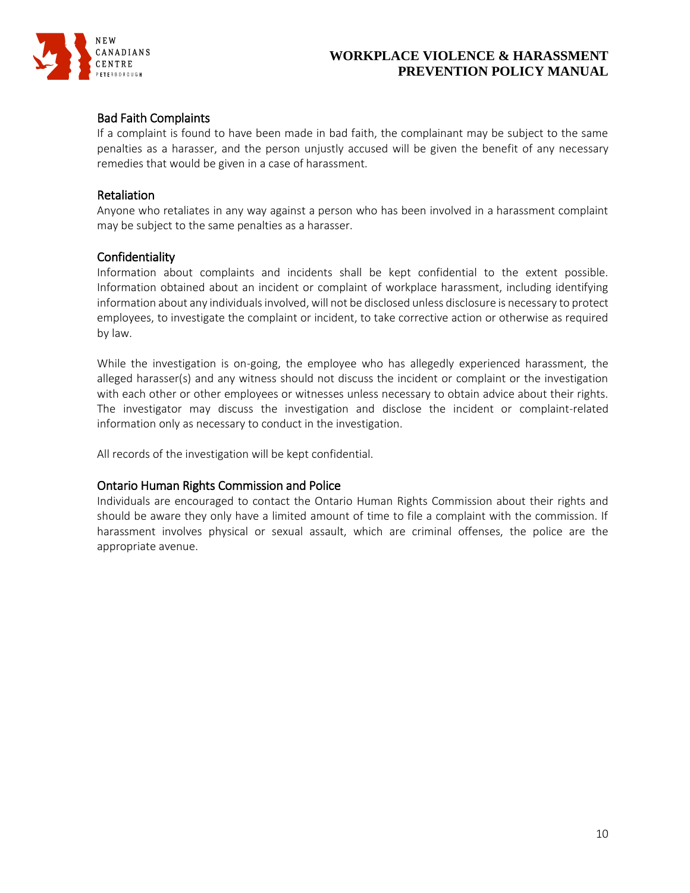## Bad Faith Complaints

If a complaint is found to have been made in bad faith, the complainant may be subject to the same penalties as a harasser, and the person unjustly accused will be given the benefit of any necessary remedies that would be given in a case of harassment.

## Retaliation

Anyone who retaliates in any way against a person who has been involved in a harassment complaint may be subject to the same penalties as a harasser.

## Confidentiality

Information about complaints and incidents shall be kept confidential to the extent possible. Information obtained about an incident or complaint of workplace harassment, including identifying information about any individuals involved, will not be disclosed unless disclosure is necessary to protect employees, to investigate the complaint or incident, to take corrective action or otherwise as required by law.

While the investigation is on-going, the employee who has allegedly experienced harassment, the alleged harasser(s) and any witness should not discuss the incident or complaint or the investigation with each other or other employees or witnesses unless necessary to obtain advice about their rights. The investigator may discuss the investigation and disclose the incident or complaint-related information only as necessary to conduct in the investigation.

All records of the investigation will be kept confidential.

## Ontario Human Rights Commission and Police

Individuals are encouraged to contact the Ontario Human Rights Commission about their rights and should be aware they only have a limited amount of time to file a complaint with the commission. If harassment involves physical or sexual assault, which are criminal offenses, the police are the appropriate avenue.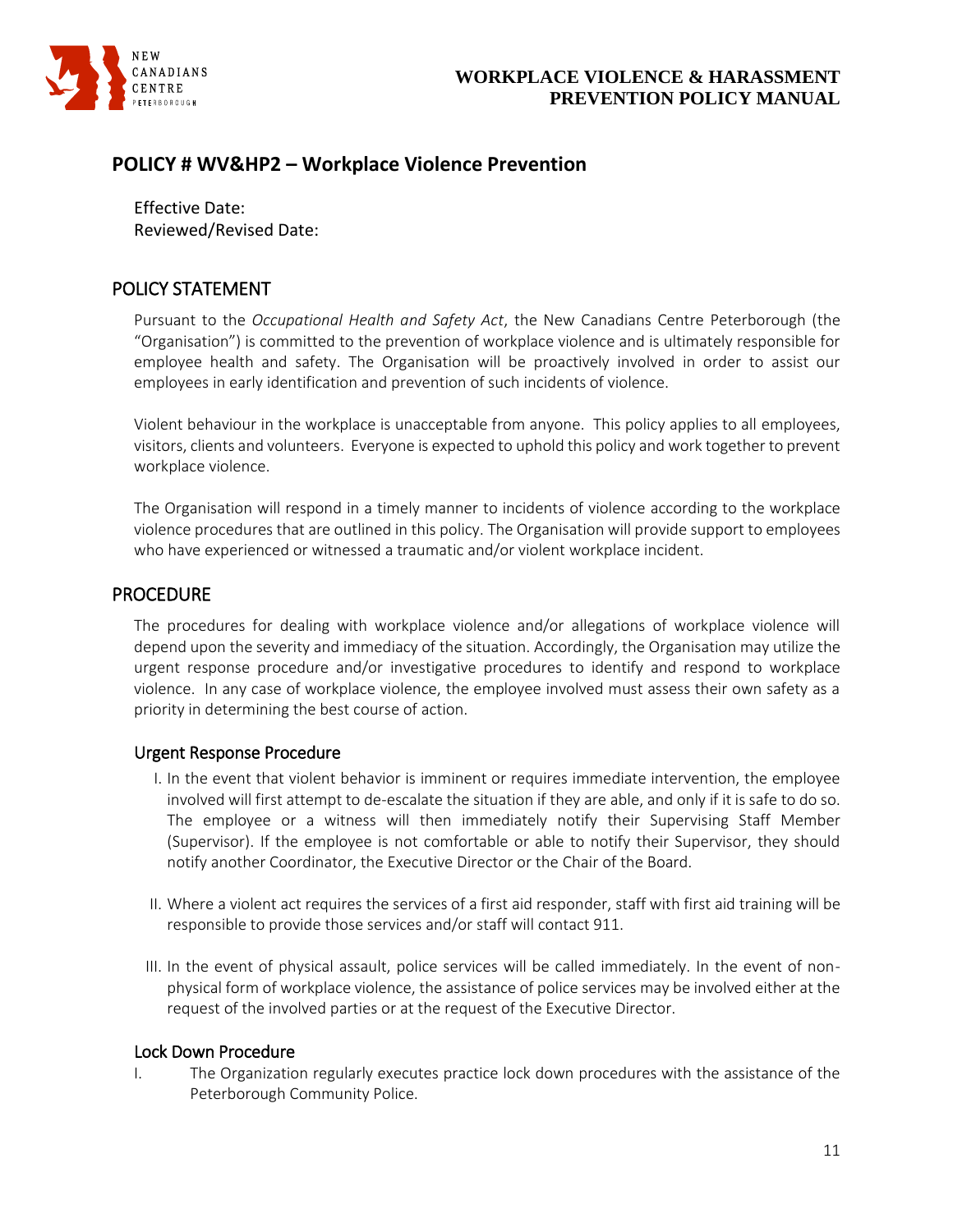## POLICY # WV&HP2 – Workplace Violence Prevention

Effective Date:
Reviewed/Revised Date:

### POLICY STATEMENT

Pursuant to the *Occupational Health and Safety Act*, the New Canadians Centre Peterborough (the "Organisation") is committed to the prevention of workplace violence and is ultimately responsible for employee health and safety. The Organisation will be proactively involved in order to assist our employees in early identification and prevention of such incidents of violence.

Violent behaviour in the workplace is unacceptable from anyone. This policy applies to all employees, visitors, clients and volunteers. Everyone is expected to uphold this policy and work together to prevent workplace violence.

The Organisation will respond in a timely manner to incidents of violence according to the workplace violence procedures that are outlined in this policy. The Organisation will provide support to employees who have experienced or witnessed a traumatic and/or violent workplace incident.

### PROCEDURE

The procedures for dealing with workplace violence and/or allegations of workplace violence will depend upon the severity and immediacy of the situation. Accordingly, the Organisation may utilize the urgent response procedure and/or investigative procedures to identify and respond to workplace violence. In any case of workplace violence, the employee involved must assess their own safety as a priority in determining the best course of action.

#### Urgent Response Procedure

I. In the event that violent behavior is imminent or requires immediate intervention, the employee involved will first attempt to de-escalate the situation if they are able, and only if it is safe to do so. The employee or a witness will then immediately notify their Supervising Staff Member (Supervisor). If the employee is not comfortable or able to notify their Supervisor, they should notify another Coordinator, the Executive Director or the Chair of the Board.

II. Where a violent act requires the services of a first aid responder, staff with first aid training will be responsible to provide those services and/or staff will contact 911.

III. In the event of physical assault, police services will be called immediately. In the event of non-physical form of workplace violence, the assistance of police services may be involved either at the request of the involved parties or at the request of the Executive Director.

#### Lock Down Procedure

I. The Organization regularly executes practice lock down procedures with the assistance of the Peterborough Community Police.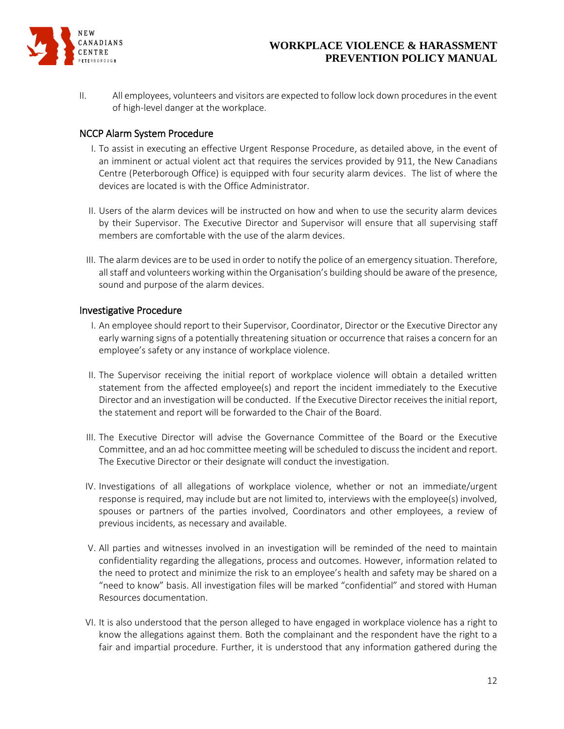II. All employees, volunteers and visitors are expected to follow lock down procedures in the event of high-level danger at the workplace.

## NCCP Alarm System Procedure

I. To assist in executing an effective Urgent Response Procedure, as detailed above, in the event of an imminent or actual violent act that requires the services provided by 911, the New Canadians Centre (Peterborough Office) is equipped with four security alarm devices. The list of where the devices are located is with the Office Administrator.

II. Users of the alarm devices will be instructed on how and when to use the security alarm devices by their Supervisor. The Executive Director and Supervisor will ensure that all supervising staff members are comfortable with the use of the alarm devices.

III. The alarm devices are to be used in order to notify the police of an emergency situation. Therefore, all staff and volunteers working within the Organisation's building should be aware of the presence, sound and purpose of the alarm devices.

## Investigative Procedure

I. An employee should report to their Supervisor, Coordinator, Director or the Executive Director any early warning signs of a potentially threatening situation or occurrence that raises a concern for an employee's safety or any instance of workplace violence.

II. The Supervisor receiving the initial report of workplace violence will obtain a detailed written statement from the affected employee(s) and report the incident immediately to the Executive Director and an investigation will be conducted. If the Executive Director receives the initial report, the statement and report will be forwarded to the Chair of the Board.

III. The Executive Director will advise the Governance Committee of the Board or the Executive Committee, and an ad hoc committee meeting will be scheduled to discuss the incident and report. The Executive Director or their designate will conduct the investigation.

IV. Investigations of all allegations of workplace violence, whether or not an immediate/urgent response is required, may include but are not limited to, interviews with the employee(s) involved, spouses or partners of the parties involved, Coordinators and other employees, a review of previous incidents, as necessary and available.

V. All parties and witnesses involved in an investigation will be reminded of the need to maintain confidentiality regarding the allegations, process and outcomes. However, information related to the need to protect and minimize the risk to an employee's health and safety may be shared on a "need to know" basis. All investigation files will be marked "confidential" and stored with Human Resources documentation.

VI. It is also understood that the person alleged to have engaged in workplace violence has a right to know the allegations against them. Both the complainant and the respondent have the right to a fair and impartial procedure. Further, it is understood that any information gathered during the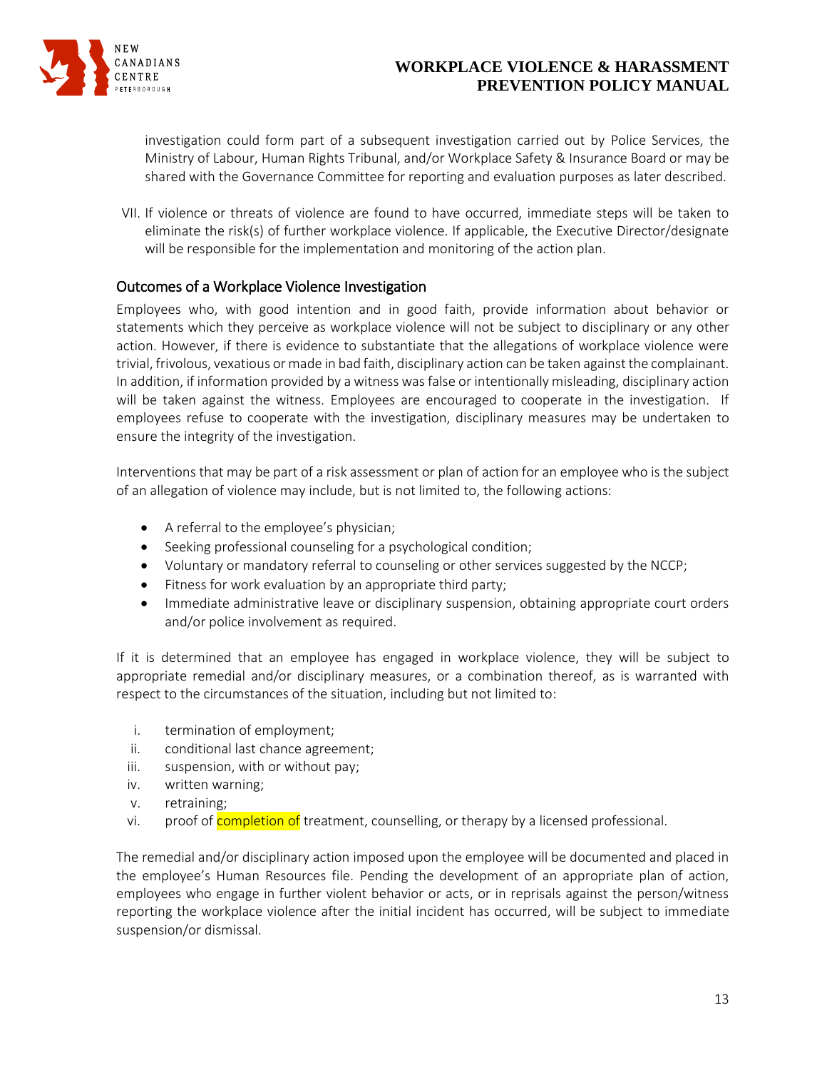investigation could form part of a subsequent investigation carried out by Police Services, the Ministry of Labour, Human Rights Tribunal, and/or Workplace Safety & Insurance Board or may be shared with the Governance Committee for reporting and evaluation purposes as later described.

VII. If violence or threats of violence are found to have occurred, immediate steps will be taken to eliminate the risk(s) of further workplace violence. If applicable, the Executive Director/designate will be responsible for the implementation and monitoring of the action plan.

## Outcomes of a Workplace Violence Investigation

Employees who, with good intention and in good faith, provide information about behavior or statements which they perceive as workplace violence will not be subject to disciplinary or any other action. However, if there is evidence to substantiate that the allegations of workplace violence were trivial, frivolous, vexatious or made in bad faith, disciplinary action can be taken against the complainant. In addition, if information provided by a witness was false or intentionally misleading, disciplinary action will be taken against the witness. Employees are encouraged to cooperate in the investigation. If employees refuse to cooperate with the investigation, disciplinary measures may be undertaken to ensure the integrity of the investigation.

Interventions that may be part of a risk assessment or plan of action for an employee who is the subject of an allegation of violence may include, but is not limited to, the following actions:

- A referral to the employee's physician;
- Seeking professional counseling for a psychological condition;
- Voluntary or mandatory referral to counseling or other services suggested by the NCCP;
- Fitness for work evaluation by an appropriate third party;
- Immediate administrative leave or disciplinary suspension, obtaining appropriate court orders and/or police involvement as required.

If it is determined that an employee has engaged in workplace violence, they will be subject to appropriate remedial and/or disciplinary measures, or a combination thereof, as is warranted with respect to the circumstances of the situation, including but not limited to:

i. termination of employment;
ii. conditional last chance agreement;
iii. suspension, with or without pay;
iv. written warning;
v. retraining;
vi. proof of completion of treatment, counselling, or therapy by a licensed professional.

The remedial and/or disciplinary action imposed upon the employee will be documented and placed in the employee's Human Resources file. Pending the development of an appropriate plan of action, employees who engage in further violent behavior or acts, or in reprisals against the person/witness reporting the workplace violence after the initial incident has occurred, will be subject to immediate suspension/or dismissal.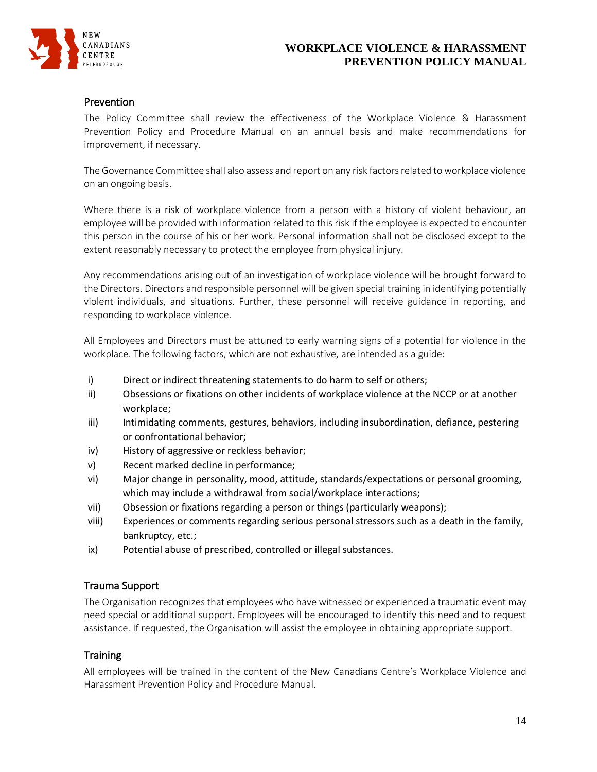## Prevention

The Policy Committee shall review the effectiveness of the Workplace Violence & Harassment Prevention Policy and Procedure Manual on an annual basis and make recommendations for improvement, if necessary.

The Governance Committee shall also assess and report on any risk factors related to workplace violence on an ongoing basis.

Where there is a risk of workplace violence from a person with a history of violent behaviour, an employee will be provided with information related to this risk if the employee is expected to encounter this person in the course of his or her work. Personal information shall not be disclosed except to the extent reasonably necessary to protect the employee from physical injury.

Any recommendations arising out of an investigation of workplace violence will be brought forward to the Directors. Directors and responsible personnel will be given special training in identifying potentially violent individuals, and situations. Further, these personnel will receive guidance in reporting, and responding to workplace violence.

All Employees and Directors must be attuned to early warning signs of a potential for violence in the workplace. The following factors, which are not exhaustive, are intended as a guide:

- i) Direct or indirect threatening statements to do harm to self or others;
- ii) Obsessions or fixations on other incidents of workplace violence at the NCCP or at another workplace;
- iii) Intimidating comments, gestures, behaviors, including insubordination, defiance, pestering or confrontational behavior;
- iv) History of aggressive or reckless behavior;
- v) Recent marked decline in performance;
- vi) Major change in personality, mood, attitude, standards/expectations or personal grooming, which may include a withdrawal from social/workplace interactions;
- vii) Obsession or fixations regarding a person or things (particularly weapons);
- viii) Experiences or comments regarding serious personal stressors such as a death in the family, bankruptcy, etc.;
- ix) Potential abuse of prescribed, controlled or illegal substances.

## Trauma Support

The Organisation recognizes that employees who have witnessed or experienced a traumatic event may need special or additional support. Employees will be encouraged to identify this need and to request assistance. If requested, the Organisation will assist the employee in obtaining appropriate support.

## Training

All employees will be trained in the content of the New Canadians Centre's Workplace Violence and Harassment Prevention Policy and Procedure Manual.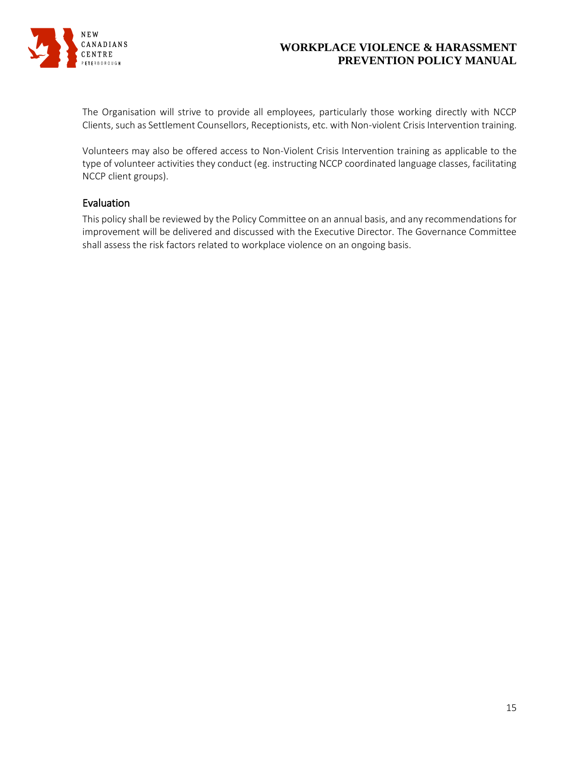The Organisation will strive to provide all employees, particularly those working directly with NCCP Clients, such as Settlement Counsellors, Receptionists, etc. with Non-violent Crisis Intervention training.

Volunteers may also be offered access to Non-Violent Crisis Intervention training as applicable to the type of volunteer activities they conduct (eg. instructing NCCP coordinated language classes, facilitating NCCP client groups).

## Evaluation

This policy shall be reviewed by the Policy Committee on an annual basis, and any recommendations for improvement will be delivered and discussed with the Executive Director. The Governance Committee shall assess the risk factors related to workplace violence on an ongoing basis.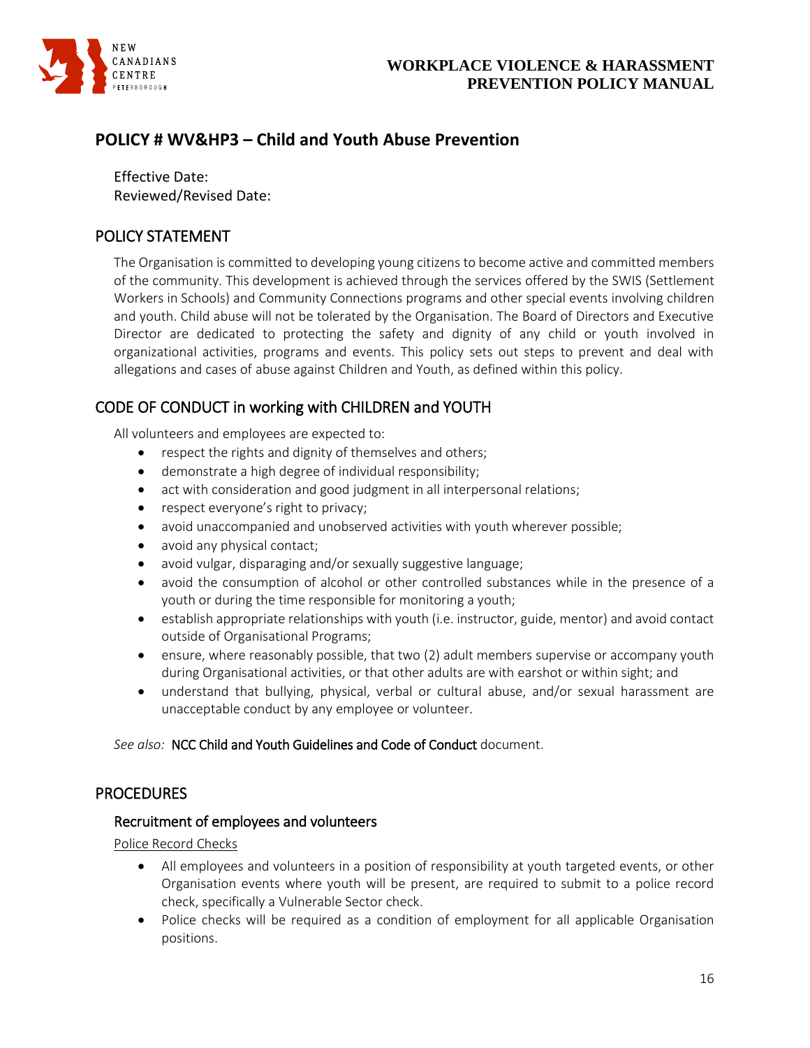## POLICY # WV&HP3 – Child and Youth Abuse Prevention

Effective Date:
Reviewed/Revised Date:

### POLICY STATEMENT

The Organisation is committed to developing young citizens to become active and committed members of the community. This development is achieved through the services offered by the SWIS (Settlement Workers in Schools) and Community Connections programs and other special events involving children and youth. Child abuse will not be tolerated by the Organisation. The Board of Directors and Executive Director are dedicated to protecting the safety and dignity of any child or youth involved in organizational activities, programs and events. This policy sets out steps to prevent and deal with allegations and cases of abuse against Children and Youth, as defined within this policy.

### CODE OF CONDUCT in working with CHILDREN and YOUTH

All volunteers and employees are expected to:

- respect the rights and dignity of themselves and others;
- demonstrate a high degree of individual responsibility;
- act with consideration and good judgment in all interpersonal relations;
- respect everyone's right to privacy;
- avoid unaccompanied and unobserved activities with youth wherever possible;
- avoid any physical contact;
- avoid vulgar, disparaging and/or sexually suggestive language;
- avoid the consumption of alcohol or other controlled substances while in the presence of a youth or during the time responsible for monitoring a youth;
- establish appropriate relationships with youth (i.e. instructor, guide, mentor) and avoid contact outside of Organisational Programs;
- ensure, where reasonably possible, that two (2) adult members supervise or accompany youth during Organisational activities, or that other adults are with earshot or within sight; and
- understand that bullying, physical, verbal or cultural abuse, and/or sexual harassment are unacceptable conduct by any employee or volunteer.

*See also:* NCC Child and Youth Guidelines and Code of Conduct document.

### PROCEDURES

#### Recruitment of employees and volunteers

Police Record Checks

- All employees and volunteers in a position of responsibility at youth targeted events, or other Organisation events where youth will be present, are required to submit to a police record check, specifically a Vulnerable Sector check.
- Police checks will be required as a condition of employment for all applicable Organisation positions.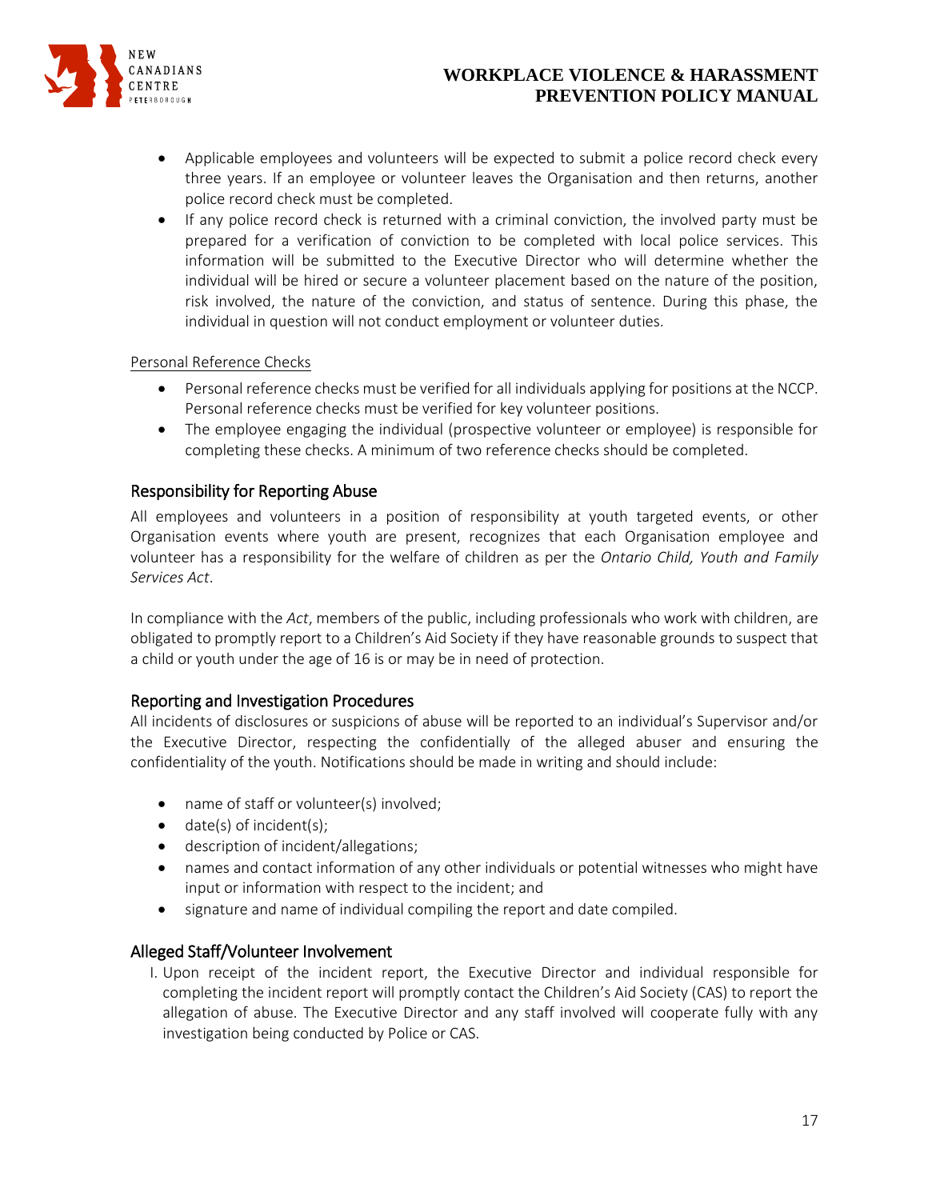- Applicable employees and volunteers will be expected to submit a police record check every three years. If an employee or volunteer leaves the Organisation and then returns, another police record check must be completed.
- If any police record check is returned with a criminal conviction, the involved party must be prepared for a verification of conviction to be completed with local police services. This information will be submitted to the Executive Director who will determine whether the individual will be hired or secure a volunteer placement based on the nature of the position, risk involved, the nature of the conviction, and status of sentence. During this phase, the individual in question will not conduct employment or volunteer duties.

Personal Reference Checks

- Personal reference checks must be verified for all individuals applying for positions at the NCCP. Personal reference checks must be verified for key volunteer positions.
- The employee engaging the individual (prospective volunteer or employee) is responsible for completing these checks. A minimum of two reference checks should be completed.

### Responsibility for Reporting Abuse

All employees and volunteers in a position of responsibility at youth targeted events, or other Organisation events where youth are present, recognizes that each Organisation employee and volunteer has a responsibility for the welfare of children as per the *Ontario Child, Youth and Family Services Act*.

In compliance with the *Act*, members of the public, including professionals who work with children, are obligated to promptly report to a Children's Aid Society if they have reasonable grounds to suspect that a child or youth under the age of 16 is or may be in need of protection.

### Reporting and Investigation Procedures

All incidents of disclosures or suspicions of abuse will be reported to an individual's Supervisor and/or the Executive Director, respecting the confidentially of the alleged abuser and ensuring the confidentiality of the youth. Notifications should be made in writing and should include:

- name of staff or volunteer(s) involved;
- date(s) of incident(s);
- description of incident/allegations;
- names and contact information of any other individuals or potential witnesses who might have input or information with respect to the incident; and
- signature and name of individual compiling the report and date compiled.

### Alleged Staff/Volunteer Involvement

I. Upon receipt of the incident report, the Executive Director and individual responsible for completing the incident report will promptly contact the Children's Aid Society (CAS) to report the allegation of abuse. The Executive Director and any staff involved will cooperate fully with any investigation being conducted by Police or CAS.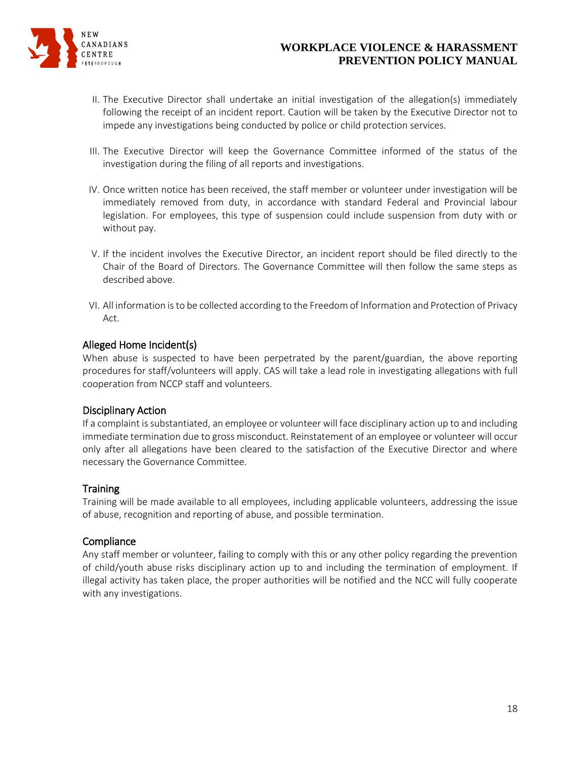II. The Executive Director shall undertake an initial investigation of the allegation(s) immediately following the receipt of an incident report. Caution will be taken by the Executive Director not to impede any investigations being conducted by police or child protection services.

III. The Executive Director will keep the Governance Committee informed of the status of the investigation during the filing of all reports and investigations.

IV. Once written notice has been received, the staff member or volunteer under investigation will be immediately removed from duty, in accordance with standard Federal and Provincial labour legislation. For employees, this type of suspension could include suspension from duty with or without pay.

V. If the incident involves the Executive Director, an incident report should be filed directly to the Chair of the Board of Directors. The Governance Committee will then follow the same steps as described above.

VI. All information is to be collected according to the Freedom of Information and Protection of Privacy Act.

### Alleged Home Incident(s)

When abuse is suspected to have been perpetrated by the parent/guardian, the above reporting procedures for staff/volunteers will apply. CAS will take a lead role in investigating allegations with full cooperation from NCCP staff and volunteers.

### Disciplinary Action

If a complaint is substantiated, an employee or volunteer will face disciplinary action up to and including immediate termination due to gross misconduct. Reinstatement of an employee or volunteer will occur only after all allegations have been cleared to the satisfaction of the Executive Director and where necessary the Governance Committee.

### Training

Training will be made available to all employees, including applicable volunteers, addressing the issue of abuse, recognition and reporting of abuse, and possible termination.

### Compliance

Any staff member or volunteer, failing to comply with this or any other policy regarding the prevention of child/youth abuse risks disciplinary action up to and including the termination of employment. If illegal activity has taken place, the proper authorities will be notified and the NCC will fully cooperate with any investigations.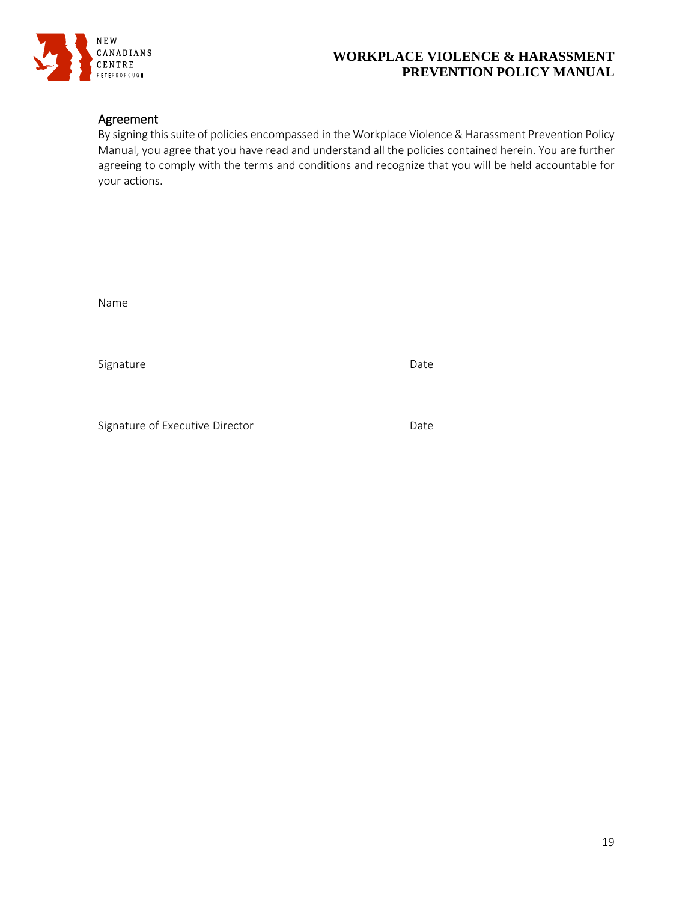## Agreement

By signing this suite of policies encompassed in the Workplace Violence & Harassment Prevention Policy Manual, you agree that you have read and understand all the policies contained herein. You are further agreeing to comply with the terms and conditions and recognize that you will be held accountable for your actions.

Name

Signature                                                                                   Date

Signature of Executive Director                                                   Date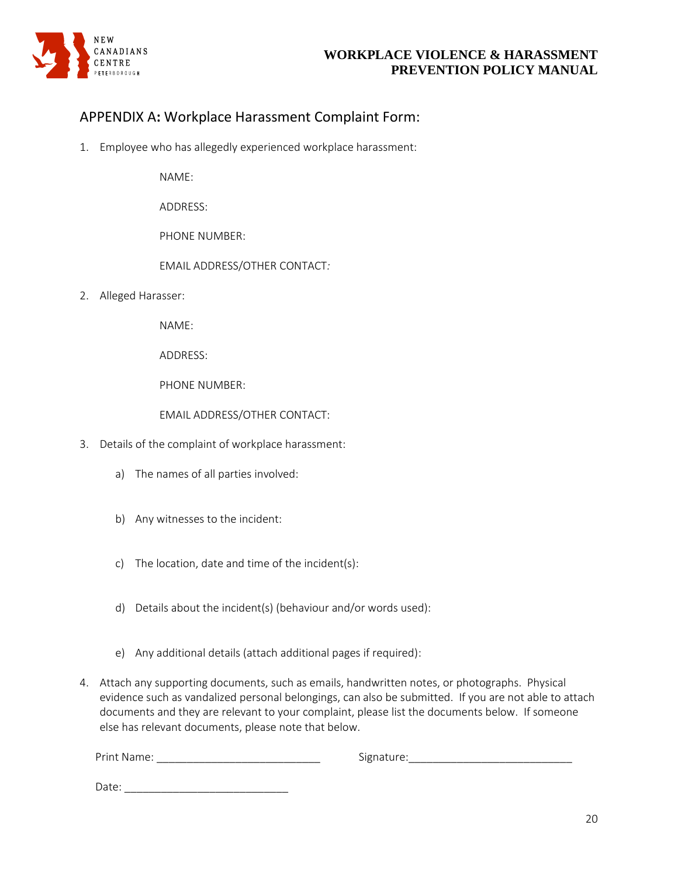## APPENDIX A: Workplace Harassment Complaint Form:

1. Employee who has allegedly experienced workplace harassment:

   NAME:

   ADDRESS:

   PHONE NUMBER:

   EMAIL ADDRESS/OTHER CONTACT:

2. Alleged Harasser:

   NAME:

   ADDRESS:

   PHONE NUMBER:

   EMAIL ADDRESS/OTHER CONTACT:

3. Details of the complaint of workplace harassment:

   a) The names of all parties involved:

   b) Any witnesses to the incident:

   c) The location, date and time of the incident(s):

   d) Details about the incident(s) (behaviour and/or words used):

   e) Any additional details (attach additional pages if required):

4. Attach any supporting documents, such as emails, handwritten notes, or photographs. Physical evidence such as vandalized personal belongings, can also be submitted. If you are not able to attach documents and they are relevant to your complaint, please list the documents below. If someone else has relevant documents, please note that below.

Print Name: ___________________________ Signature:___________________________

Date: ___________________________